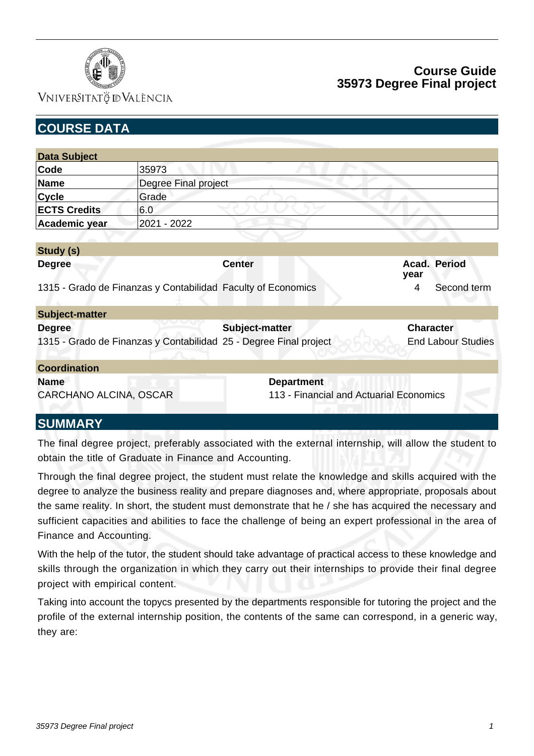# Course Guide
# 35973 Degree Final project

## COURSE DATA

| Data Subject | |
|---|---|
| **Code** | 35973 |
| **Name** | Degree Final project |
| **Cycle** | Grade |
| **ECTS Credits** | 6.0 |
| **Academic year** | 2021 - 2022 |

| Study (s) | | | |
|---|---|---|---|
| **Degree** | **Center** | **Acad. year** | **Period** |
| 1315 - Grado de Finanzas y Contabilidad | Faculty of Economics | 4 | Second term |

| Subject-matter | | |
|---|---|---|
| **Degree** | **Subject-matter** | **Character** |
| 1315 - Grado de Finanzas y Contabilidad | 25 - Degree Final project | End Labour Studies |

| Coordination | |
|---|---|
| **Name** | **Department** |
| CARCHANO ALCINA, OSCAR | 113 - Financial and Actuarial Economics |

## SUMMARY

The final degree project, preferably associated with the external internship, will allow the student to obtain the title of Graduate in Finance and Accounting.

Through the final degree project, the student must relate the knowledge and skills acquired with the degree to analyze the business reality and prepare diagnoses and, where appropriate, proposals about the same reality. In short, the student must demonstrate that he / she has acquired the necessary and sufficient capacities and abilities to face the challenge of being an expert professional in the area of Finance and Accounting.

With the help of the tutor, the student should take advantage of practical access to these knowledge and skills through the organization in which they carry out their internships to provide their final degree project with empirical content.

Taking into account the topycs presented by the departments responsible for tutoring the project and the profile of the external internship position, the contents of the same can correspond, in a generic way, they are: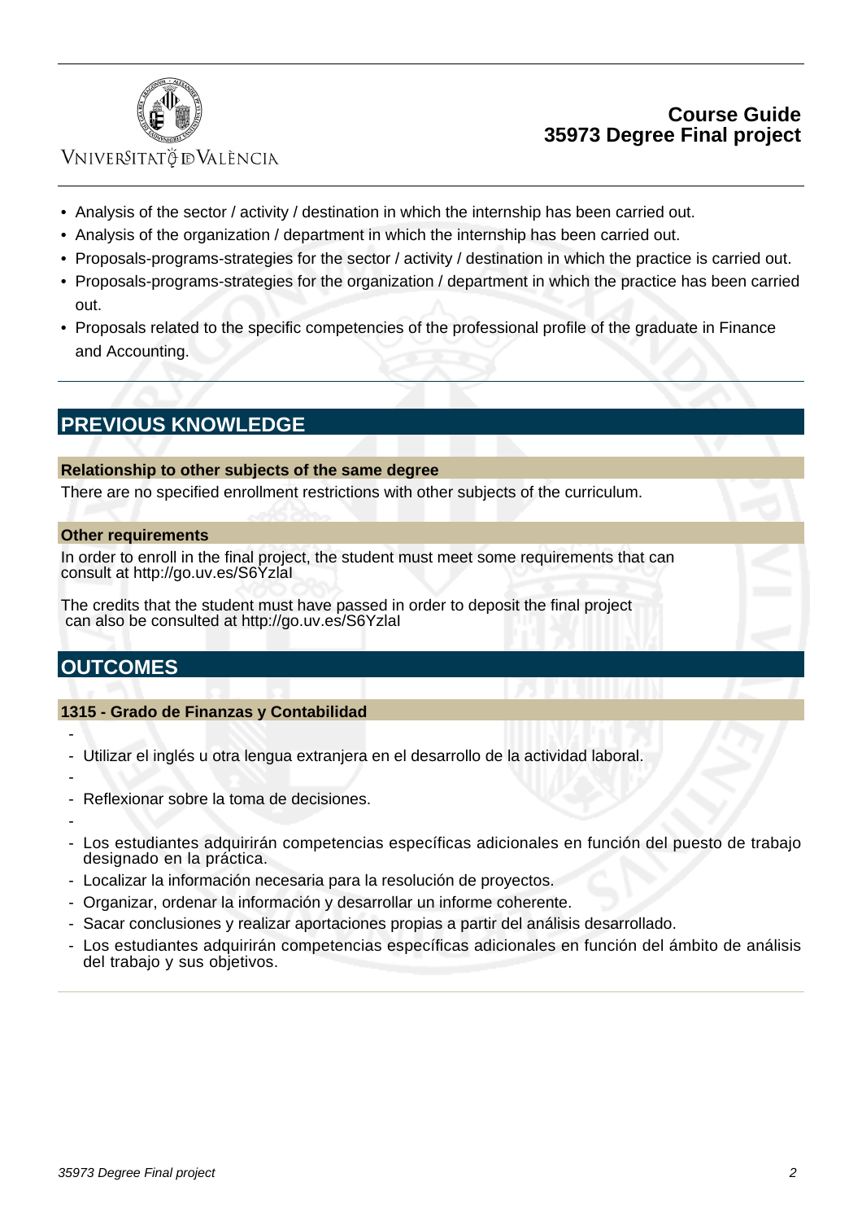- Analysis of the sector / activity / destination in which the internship has been carried out.
- Analysis of the organization / department in which the internship has been carried out.
- Proposals-programs-strategies for the sector / activity / destination in which the practice is carried out.
- Proposals-programs-strategies for the organization / department in which the practice has been carried out.
- Proposals related to the specific competencies of the professional profile of the graduate in Finance and Accounting.

## PREVIOUS KNOWLEDGE

### Relationship to other subjects of the same degree

There are no specified enrollment restrictions with other subjects of the curriculum.

### Other requirements

In order to enroll in the final project, the student must meet some requirements that can consult at http://go.uv.es/S6Yzlal

The credits that the student must have passed in order to deposit the final project can also be consulted at http://go.uv.es/S6Yzlal

## OUTCOMES

### 1315 - Grado de Finanzas y Contabilidad

- 
- Utilizar el inglés u otra lengua extranjera en el desarrollo de la actividad laboral.
- 
- Reflexionar sobre la toma de decisiones.
- 
- Los estudiantes adquirirán competencias específicas adicionales en función del puesto de trabajo designado en la práctica.
- Localizar la información necesaria para la resolución de proyectos.
- Organizar, ordenar la información y desarrollar un informe coherente.
- Sacar conclusiones y realizar aportaciones propias a partir del análisis desarrollado.
- Los estudiantes adquirirán competencias específicas adicionales en función del ámbito de análisis del trabajo y sus objetivos.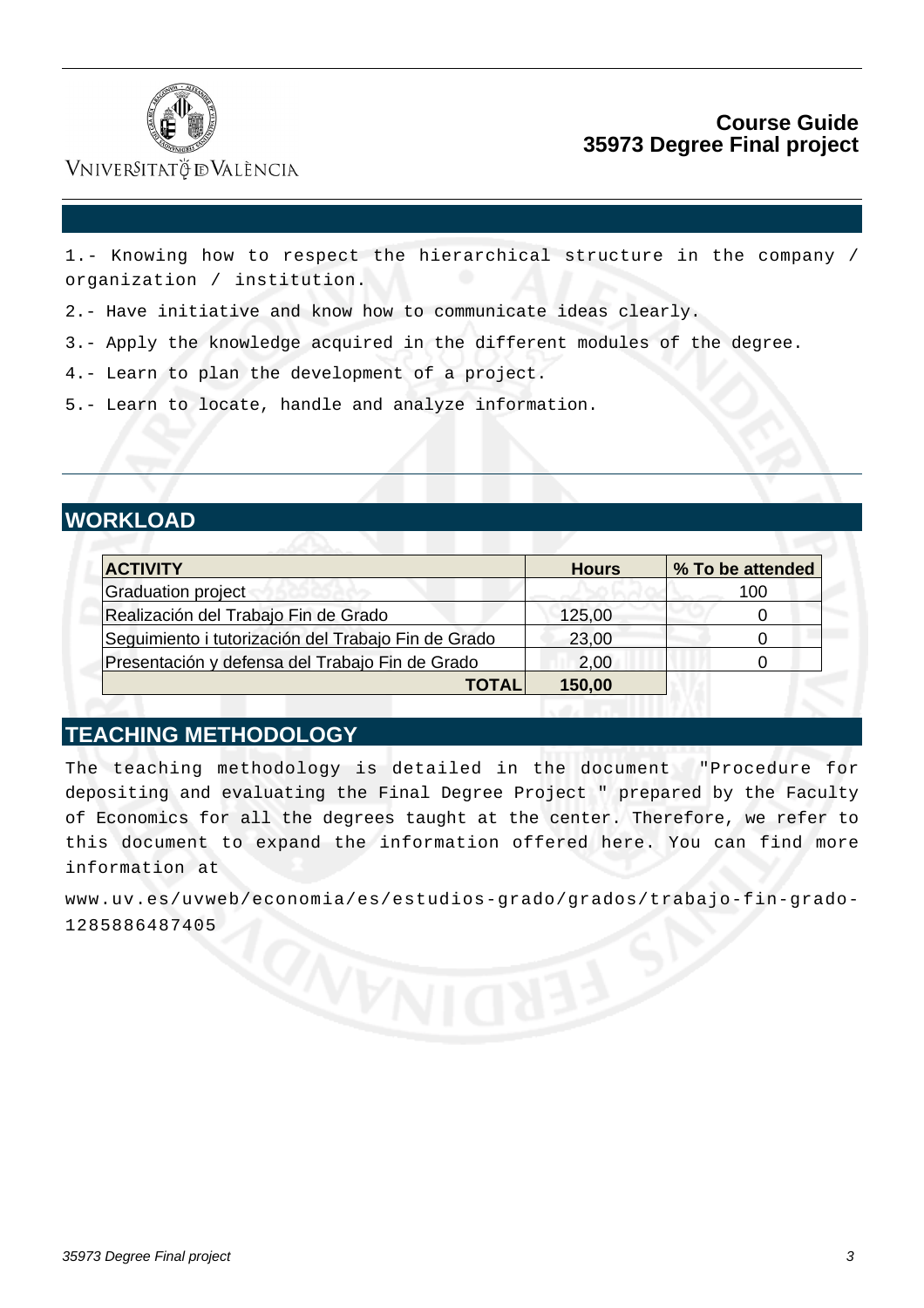1.- Knowing how to respect the hierarchical structure in the company / organization / institution.

2.- Have initiative and know how to communicate ideas clearly.

3.- Apply the knowledge acquired in the different modules of the degree.

4.- Learn to plan the development of a project.

5.- Learn to locate, handle and analyze information.

## WORKLOAD

| ACTIVITY | Hours | % To be attended |
|---|---|---|
| Graduation project | | 100 |
| Realización del Trabajo Fin de Grado | 125,00 | 0 |
| Seguimiento i tutorización del Trabajo Fin de Grado | 23,00 | 0 |
| Presentación y defensa del Trabajo Fin de Grado | 2,00 | 0 |
| **TOTAL** | **150,00** | |

## TEACHING METHODOLOGY

The teaching methodology is detailed in the document "Procedure for depositing and evaluating the Final Degree Project " prepared by the Faculty of Economics for all the degrees taught at the center. Therefore, we refer to this document to expand the information offered here. You can find more information at

www.uv.es/uvweb/economia/es/estudios-grado/grados/trabajo-fin-grado-1285886487405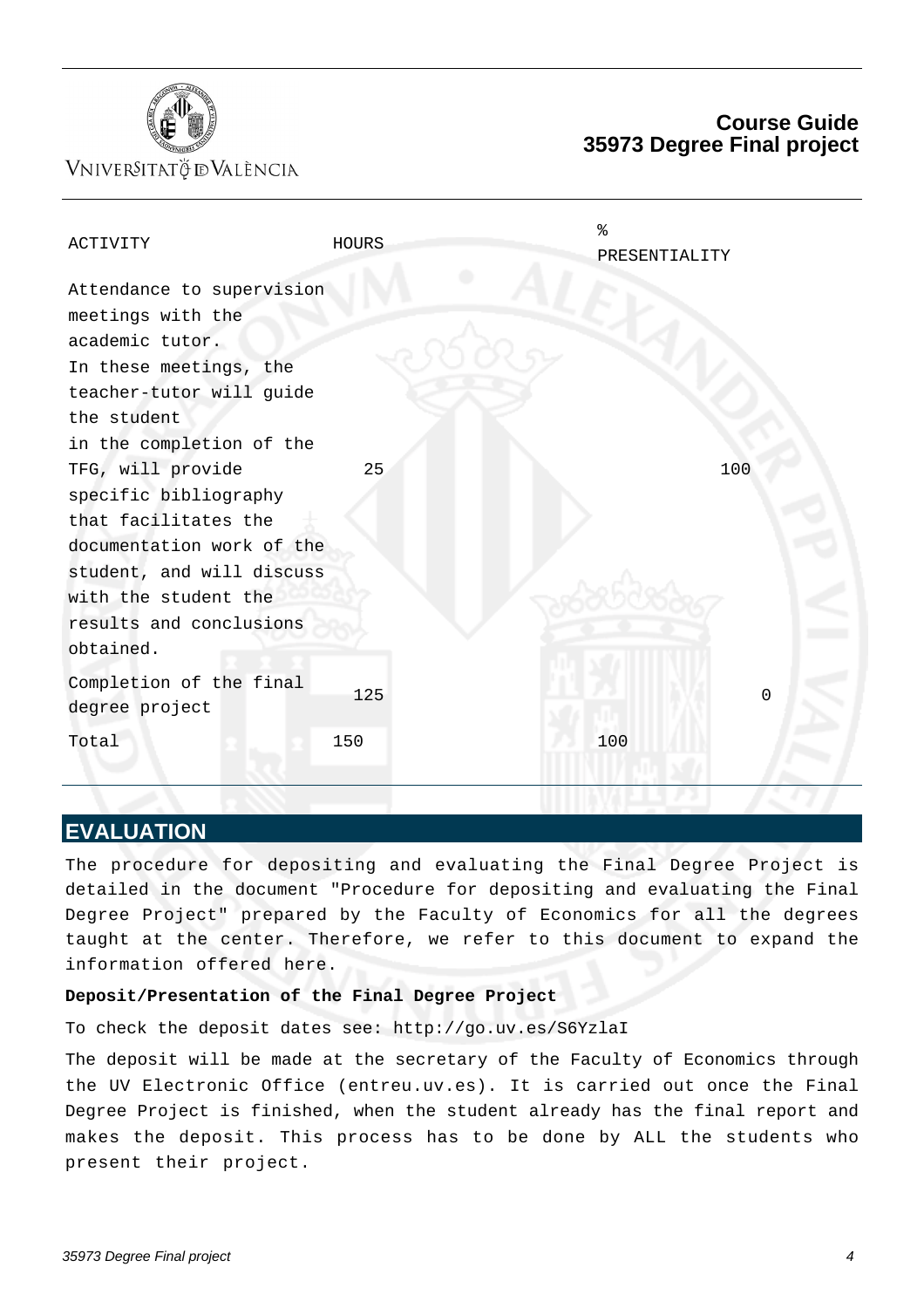| ACTIVITY | HOURS | % PRESENTIALITY |
|---|---|---|
| Attendance to supervision meetings with the academic tutor. In these meetings, the teacher-tutor will guide the student in the completion of the TFG, will provide specific bibliography that facilitates the documentation work of the student, and will discuss with the student the results and conclusions obtained. | 25 | 100 |
| Completion of the final degree project | 125 | 0 |
| Total | 150 | 100 |

## EVALUATION

The procedure for depositing and evaluating the Final Degree Project is detailed in the document "Procedure for depositing and evaluating the Final Degree Project" prepared by the Faculty of Economics for all the degrees taught at the center. Therefore, we refer to this document to expand the information offered here.

**Deposit/Presentation of the Final Degree Project**

To check the deposit dates see: http://go.uv.es/S6YzlaI

The deposit will be made at the secretary of the Faculty of Economics through the UV Electronic Office (entreu.uv.es). It is carried out once the Final Degree Project is finished, when the student already has the final report and makes the deposit. This process has to be done by ALL the students who present their project.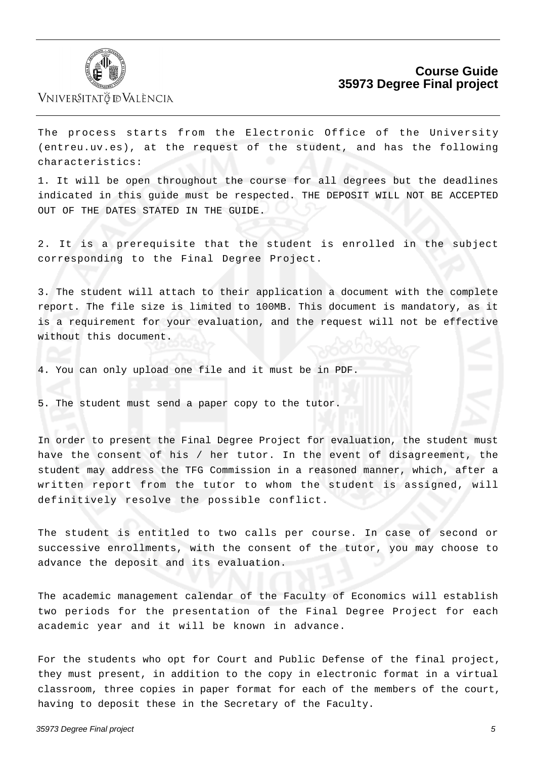The process starts from the Electronic Office of the University (entreu.uv.es), at the request of the student, and has the following characteristics:

1. It will be open throughout the course for all degrees but the deadlines indicated in this guide must be respected. THE DEPOSIT WILL NOT BE ACCEPTED OUT OF THE DATES STATED IN THE GUIDE.

2. It is a prerequisite that the student is enrolled in the subject corresponding to the Final Degree Project.

3. The student will attach to their application a document with the complete report. The file size is limited to 100MB. This document is mandatory, as it is a requirement for your evaluation, and the request will not be effective without this document.

4. You can only upload one file and it must be in PDF.

5. The student must send a paper copy to the tutor.

In order to present the Final Degree Project for evaluation, the student must have the consent of his / her tutor. In the event of disagreement, the student may address the TFG Commission in a reasoned manner, which, after a written report from the tutor to whom the student is assigned, will definitively resolve the possible conflict.

The student is entitled to two calls per course. In case of second or successive enrollments, with the consent of the tutor, you may choose to advance the deposit and its evaluation.

The academic management calendar of the Faculty of Economics will establish two periods for the presentation of the Final Degree Project for each academic year and it will be known in advance.

For the students who opt for Court and Public Defense of the final project, they must present, in addition to the copy in electronic format in a virtual classroom, three copies in paper format for each of the members of the court, having to deposit these in the Secretary of the Faculty.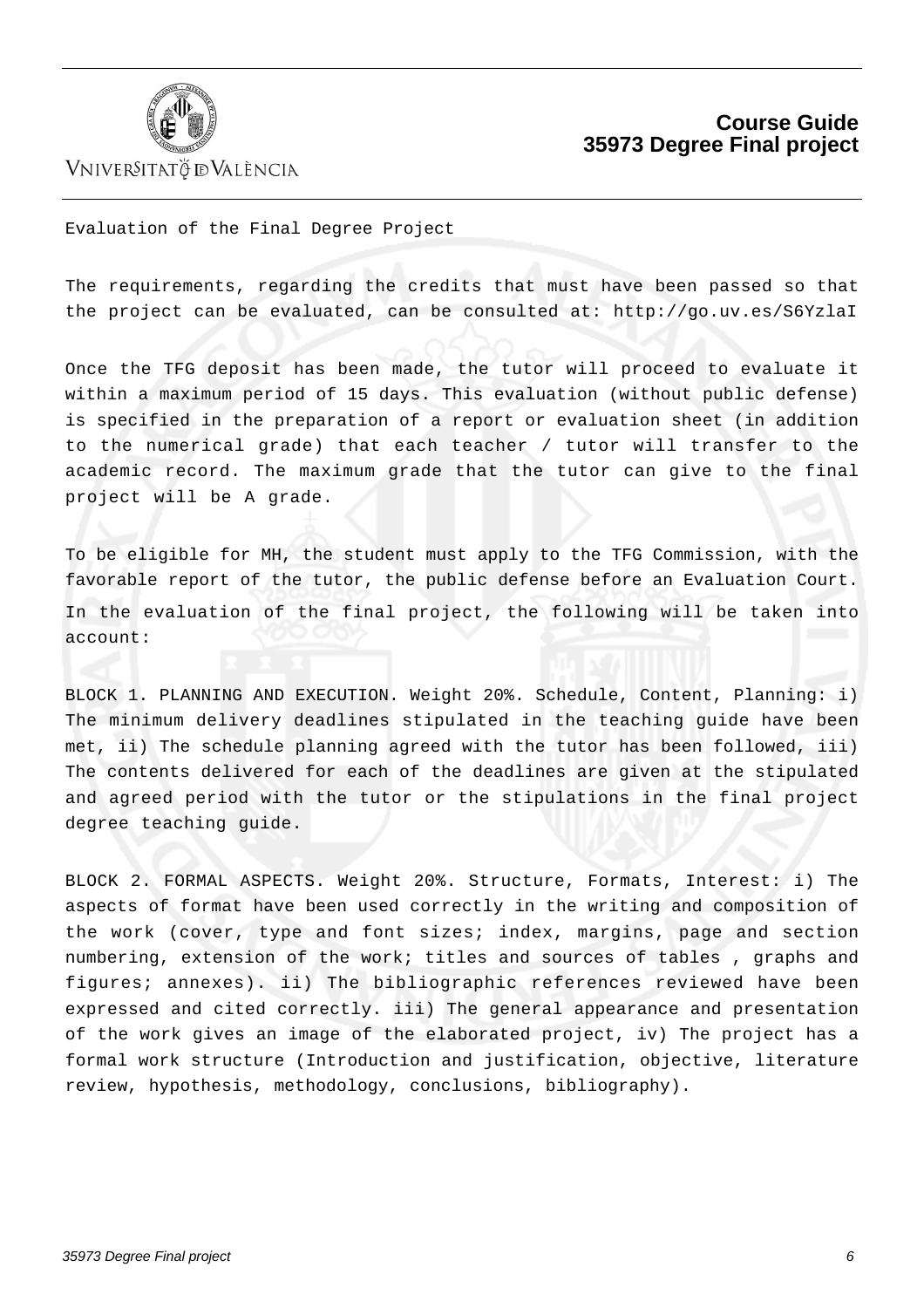Evaluation of the Final Degree Project

The requirements, regarding the credits that must have been passed so that the project can be evaluated, can be consulted at: http://go.uv.es/S6YzlaI

Once the TFG deposit has been made, the tutor will proceed to evaluate it within a maximum period of 15 days. This evaluation (without public defense) is specified in the preparation of a report or evaluation sheet (in addition to the numerical grade) that each teacher / tutor will transfer to the academic record. The maximum grade that the tutor can give to the final project will be A grade.

To be eligible for MH, the student must apply to the TFG Commission, with the favorable report of the tutor, the public defense before an Evaluation Court. In the evaluation of the final project, the following will be taken into account:

BLOCK 1. PLANNING AND EXECUTION. Weight 20%. Schedule, Content, Planning: i) The minimum delivery deadlines stipulated in the teaching guide have been met, ii) The schedule planning agreed with the tutor has been followed, iii) The contents delivered for each of the deadlines are given at the stipulated and agreed period with the tutor or the stipulations in the final project degree teaching guide.

BLOCK 2. FORMAL ASPECTS. Weight 20%. Structure, Formats, Interest: i) The aspects of format have been used correctly in the writing and composition of the work (cover, type and font sizes; index, margins, page and section numbering, extension of the work; titles and sources of tables , graphs and figures; annexes). ii) The bibliographic references reviewed have been expressed and cited correctly. iii) The general appearance and presentation of the work gives an image of the elaborated project, iv) The project has a formal work structure (Introduction and justification, objective, literature review, hypothesis, methodology, conclusions, bibliography).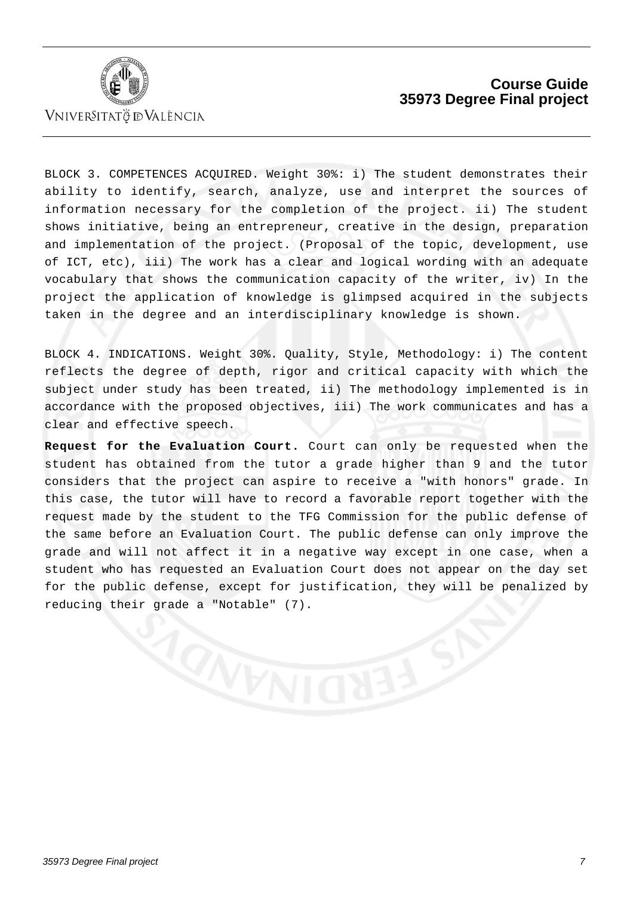BLOCK 3. COMPETENCES ACQUIRED. Weight 30%: i) The student demonstrates their ability to identify, search, analyze, use and interpret the sources of information necessary for the completion of the project. ii) The student shows initiative, being an entrepreneur, creative in the design, preparation and implementation of the project. (Proposal of the topic, development, use of ICT, etc), iii) The work has a clear and logical wording with an adequate vocabulary that shows the communication capacity of the writer, iv) In the project the application of knowledge is glimpsed acquired in the subjects taken in the degree and an interdisciplinary knowledge is shown.

BLOCK 4. INDICATIONS. Weight 30%. Quality, Style, Methodology: i) The content reflects the degree of depth, rigor and critical capacity with which the subject under study has been treated, ii) The methodology implemented is in accordance with the proposed objectives, iii) The work communicates and has a clear and effective speech.

**Request for the Evaluation Court.** Court can only be requested when the student has obtained from the tutor a grade higher than 9 and the tutor considers that the project can aspire to receive a "with honors" grade. In this case, the tutor will have to record a favorable report together with the request made by the student to the TFG Commission for the public defense of the same before an Evaluation Court. The public defense can only improve the grade and will not affect it in a negative way except in one case, when a student who has requested an Evaluation Court does not appear on the day set for the public defense, except for justification, they will be penalized by reducing their grade a "Notable" (7).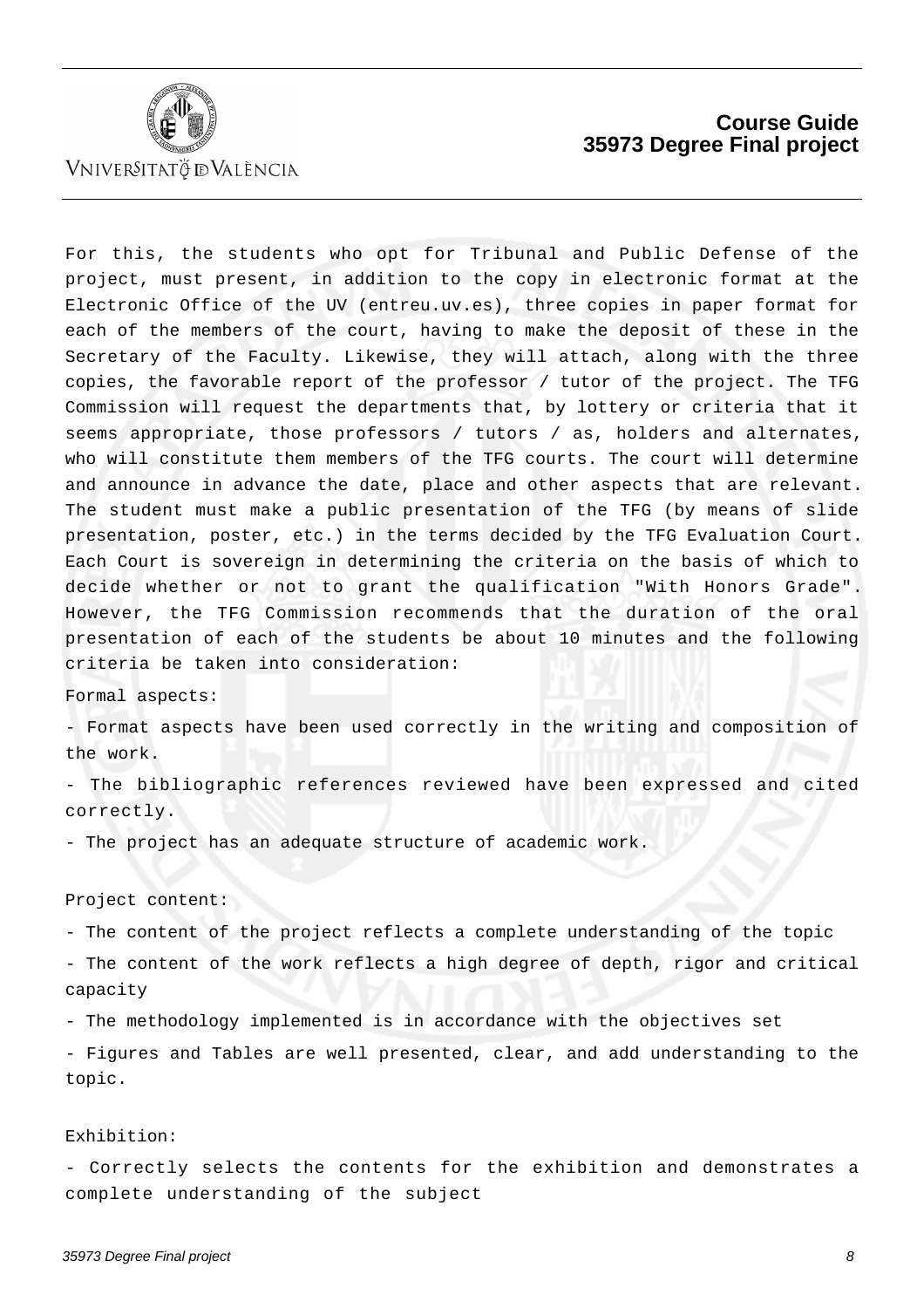For this, the students who opt for Tribunal and Public Defense of the project, must present, in addition to the copy in electronic format at the Electronic Office of the UV (entreu.uv.es), three copies in paper format for each of the members of the court, having to make the deposit of these in the Secretary of the Faculty. Likewise, they will attach, along with the three copies, the favorable report of the professor / tutor of the project. The TFG Commission will request the departments that, by lottery or criteria that it seems appropriate, those professors / tutors / as, holders and alternates, who will constitute them members of the TFG courts. The court will determine and announce in advance the date, place and other aspects that are relevant. The student must make a public presentation of the TFG (by means of slide presentation, poster, etc.) in the terms decided by the TFG Evaluation Court. Each Court is sovereign in determining the criteria on the basis of which to decide whether or not to grant the qualification "With Honors Grade". However, the TFG Commission recommends that the duration of the oral presentation of each of the students be about 10 minutes and the following criteria be taken into consideration:

Formal aspects:

- Format aspects have been used correctly in the writing and composition of the work.
- The bibliographic references reviewed have been expressed and cited correctly.
- The project has an adequate structure of academic work.

Project content:

- The content of the project reflects a complete understanding of the topic
- The content of the work reflects a high degree of depth, rigor and critical capacity
- The methodology implemented is in accordance with the objectives set
- Figures and Tables are well presented, clear, and add understanding to the topic.

Exhibition:

- Correctly selects the contents for the exhibition and demonstrates a complete understanding of the subject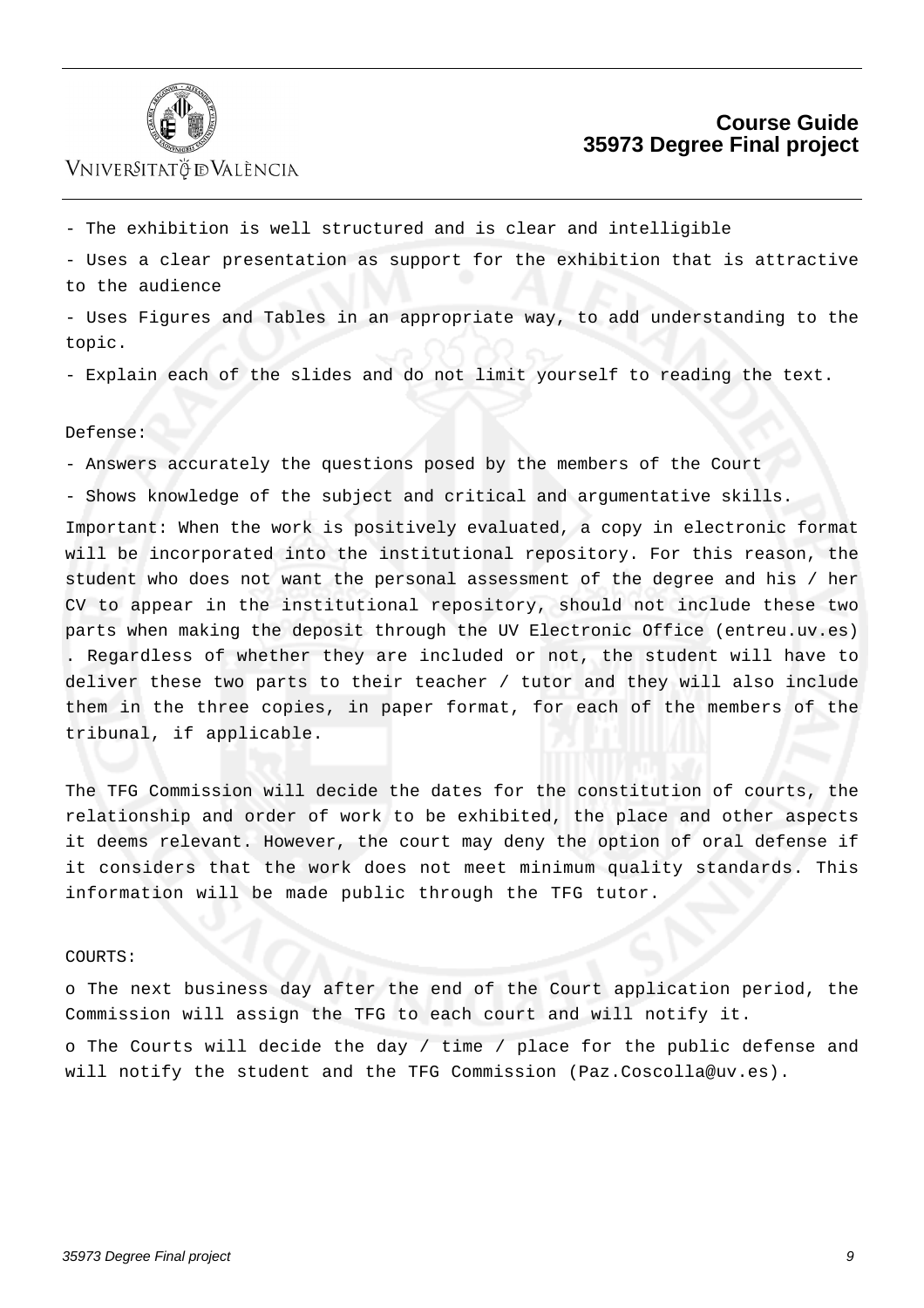- The exhibition is well structured and is clear and intelligible

- Uses a clear presentation as support for the exhibition that is attractive to the audience

- Uses Figures and Tables in an appropriate way, to add understanding to the topic.

- Explain each of the slides and do not limit yourself to reading the text.

Defense:

- Answers accurately the questions posed by the members of the Court

- Shows knowledge of the subject and critical and argumentative skills.

Important: When the work is positively evaluated, a copy in electronic format will be incorporated into the institutional repository. For this reason, the student who does not want the personal assessment of the degree and his / her CV to appear in the institutional repository, should not include these two parts when making the deposit through the UV Electronic Office (entreu.uv.es) . Regardless of whether they are included or not, the student will have to deliver these two parts to their teacher / tutor and they will also include them in the three copies, in paper format, for each of the members of the tribunal, if applicable.

The TFG Commission will decide the dates for the constitution of courts, the relationship and order of work to be exhibited, the place and other aspects it deems relevant. However, the court may deny the option of oral defense if it considers that the work does not meet minimum quality standards. This information will be made public through the TFG tutor.

COURTS:

o The next business day after the end of the Court application period, the Commission will assign the TFG to each court and will notify it.

o The Courts will decide the day / time / place for the public defense and will notify the student and the TFG Commission (Paz.Coscolla@uv.es).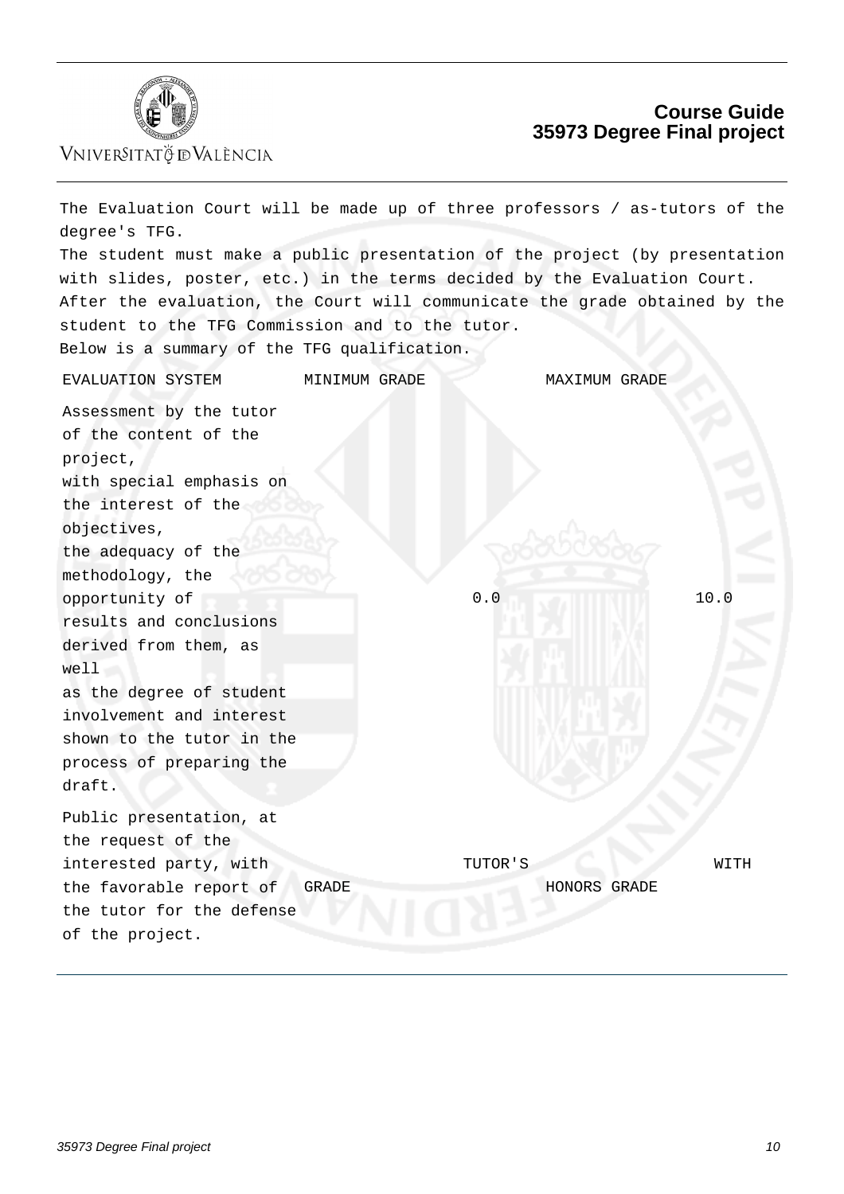The Evaluation Court will be made up of three professors / as-tutors of the degree's TFG.
The student must make a public presentation of the project (by presentation with slides, poster, etc.) in the terms decided by the Evaluation Court.
After the evaluation, the Court will communicate the grade obtained by the student to the TFG Commission and to the tutor.
Below is a summary of the TFG qualification.

| EVALUATION SYSTEM | MINIMUM GRADE | MAXIMUM GRADE |
|---|---|---|
| Assessment by the tutor of the content of the project, with special emphasis on the interest of the objectives, the adequacy of the methodology, the opportunity of results and conclusions derived from them, as well as the degree of student involvement and interest shown to the tutor in the process of preparing the draft. | 0.0 | 10.0 |
| Public presentation, at the request of the interested party, with the favorable report of the tutor for the defense of the project. | TUTOR'S GRADE | WITH HONORS GRADE |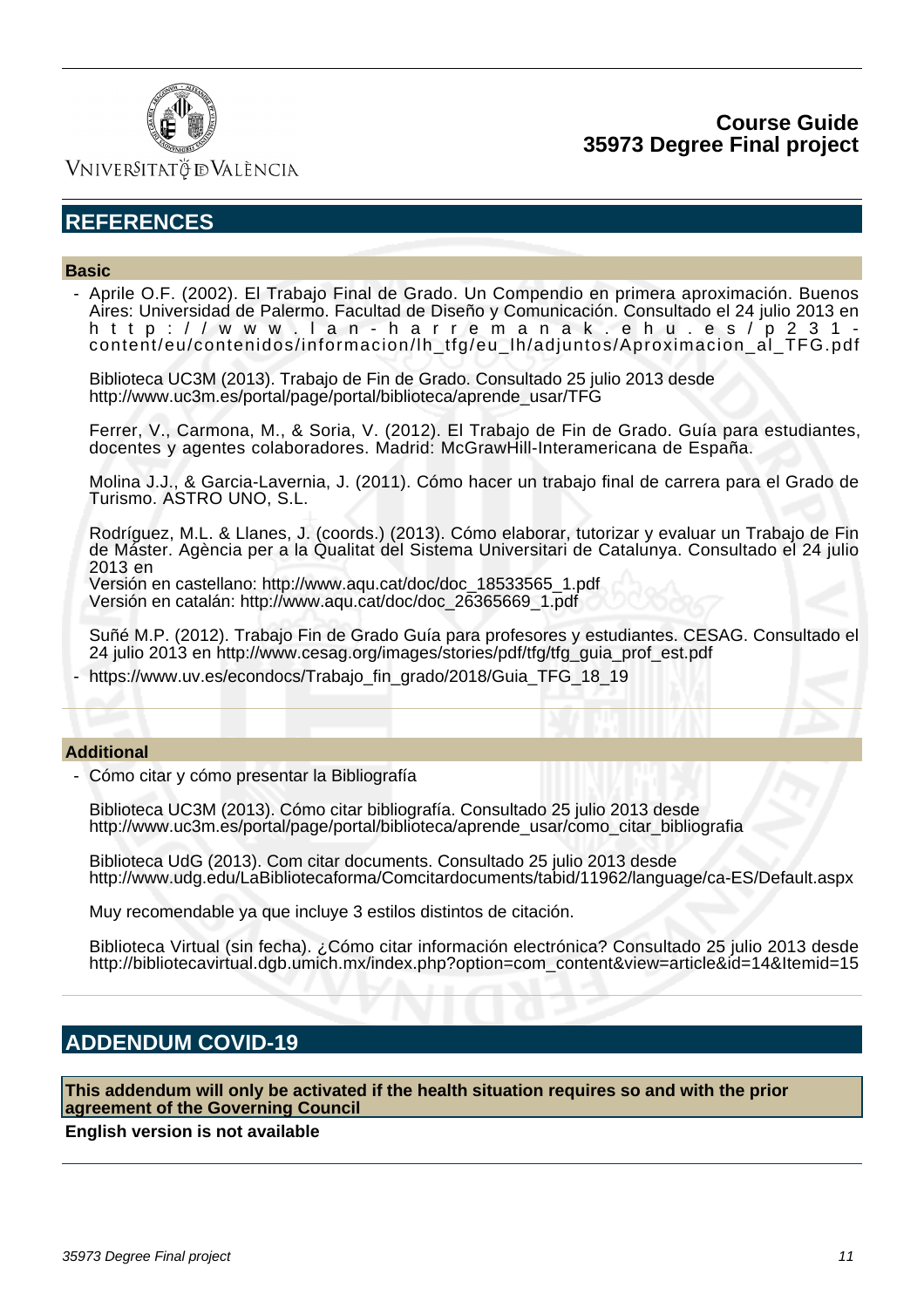## REFERENCES

### Basic

- Aprile O.F. (2002). El Trabajo Final de Grado. Un Compendio en primera aproximación. Buenos Aires: Universidad de Palermo. Facultad de Diseño y Comunicación. Consultado el 24 julio 2013 en http://www.lan-harremanak.ehu.es/p231-content/eu/contenidos/informacion/lh_tfg/eu_lh/adjuntos/Aproximacion_al_TFG.pdf

  Biblioteca UC3M (2013). Trabajo de Fin de Grado. Consultado 25 julio 2013 desde http://www.uc3m.es/portal/page/portal/biblioteca/aprende_usar/TFG

  Ferrer, V., Carmona, M., & Soria, V. (2012). El Trabajo de Fin de Grado. Guía para estudiantes, docentes y agentes colaboradores. Madrid: McGrawHill-Interamericana de España.

  Molina J.J., & Garcia-Lavernia, J. (2011). Cómo hacer un trabajo final de carrera para el Grado de Turismo. ASTRO UNO, S.L.

  Rodríguez, M.L. & Llanes, J. (coords.) (2013). Cómo elaborar, tutorizar y evaluar un Trabajo de Fin de Máster. Agència per a la Qualitat del Sistema Universitari de Catalunya. Consultado el 24 julio 2013 en
  Versión en castellano: http://www.aqu.cat/doc/doc_18533565_1.pdf
  Versión en catalán: http://www.aqu.cat/doc/doc_26365669_1.pdf

  Suñé M.P. (2012). Trabajo Fin de Grado Guía para profesores y estudiantes. CESAG. Consultado el 24 julio 2013 en http://www.cesag.org/images/stories/pdf/tfg/tfg_guia_prof_est.pdf

- https://www.uv.es/econdocs/Trabajo_fin_grado/2018/Guia_TFG_18_19

### Additional

- Cómo citar y cómo presentar la Bibliografía

  Biblioteca UC3M (2013). Cómo citar bibliografía. Consultado 25 julio 2013 desde http://www.uc3m.es/portal/page/portal/biblioteca/aprende_usar/como_citar_bibliografia

  Biblioteca UdG (2013). Com citar documents. Consultado 25 julio 2013 desde http://www.udg.edu/LaBibliotecaforma/Comcitardocuments/tabid/11962/language/ca-ES/Default.aspx

  Muy recomendable ya que incluye 3 estilos distintos de citación.

  Biblioteca Virtual (sin fecha). ¿Cómo citar información electrónica? Consultado 25 julio 2013 desde http://bibliotecavirtual.dgb.umich.mx/index.php?option=com_content&view=article&id=14&Itemid=15

## ADDENDUM COVID-19

**This addendum will only be activated if the health situation requires so and with the prior agreement of the Governing Council**

**English version is not available**